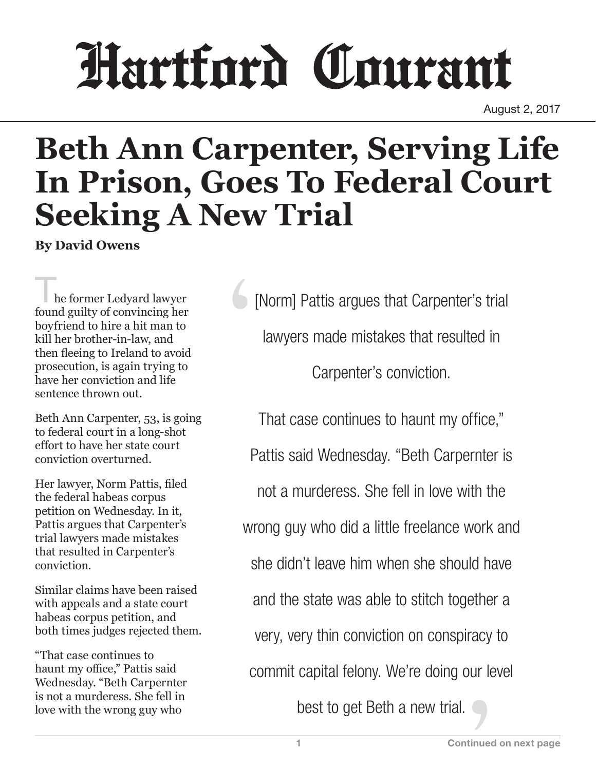# Hartford Courant

August 2, 2017

# Beth Ann Carpenter, Serving Life In Prison, Goes To Federal Court Seeking A New Trial

**By David Owens**

The former Ledyard lawyer found guilty of convincing her boyfriend to hire a hit man to kill her brother-in-law, and then fleeing to Ireland to avoid prosecution, is again trying to have her conviction and life sentence thrown out.

Beth Ann Carpenter, 53, is going to federal court in a long-shot effort to have her state court conviction overturned.

Her lawyer, Norm Pattis, filed the federal habeas corpus petition on Wednesday. In it, Pattis argues that Carpenter's trial lawyers made mistakes that resulted in Carpenter's conviction.

Similar claims have been raised with appeals and a state court habeas corpus petition, and both times judges rejected them.

"That case continues to haunt my office," Pattis said Wednesday. "Beth Carpernter is not a murderess. She fell in love with the wrong guy who

> [Norm] Pattis argues that Carpenter's trial lawyers made mistakes that resulted in Carpenter's conviction.
>
> That case continues to haunt my office," Pattis said Wednesday. "Beth Carpernter is not a murderess. She fell in love with the wrong guy who did a little freelance work and she didn't leave him when she should have and the state was able to stitch together a very, very thin conviction on conspiracy to commit capital felony. We're doing our level best to get Beth a new trial.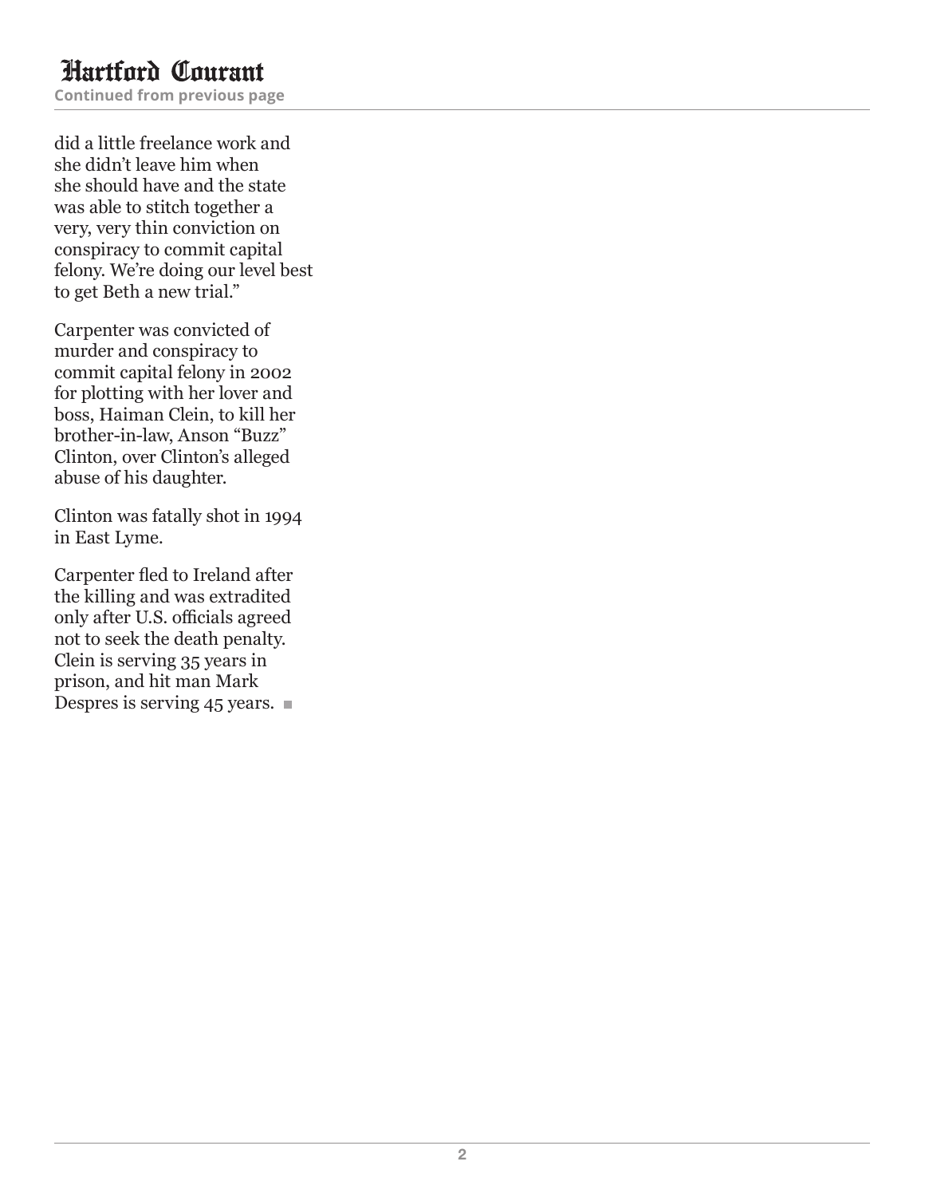did a little freelance work and she didn't leave him when she should have and the state was able to stitch together a very, very thin conviction on conspiracy to commit capital felony. We're doing our level best to get Beth a new trial."

Carpenter was convicted of murder and conspiracy to commit capital felony in 2002 for plotting with her lover and boss, Haiman Clein, to kill her brother-in-law, Anson "Buzz" Clinton, over Clinton's alleged abuse of his daughter.

Clinton was fatally shot in 1994 in East Lyme.

Carpenter fled to Ireland after the killing and was extradited only after U.S. officials agreed not to seek the death penalty. Clein is serving 35 years in prison, and hit man Mark Despres is serving 45 years.